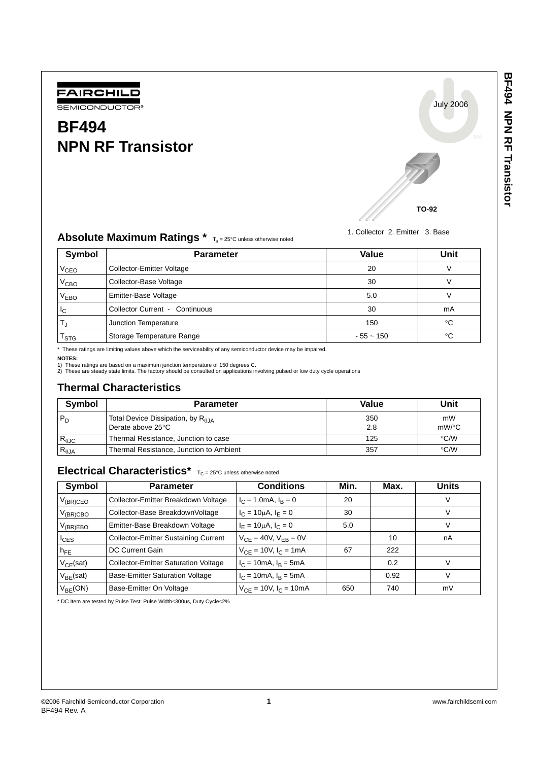FAIRCHILD
SEMICONDUCTOR®

July 2006

# BF494
# NPN RF Transistor

TO-92

1. Collector 2. Emitter 3. Base

## Absolute Maximum Ratings * $T_a$ = 25°C unless otherwise noted

| Symbol | Parameter | Value | Unit |
|---|---|---|---|
| $V_{CEO}$ | Collector-Emitter Voltage | 20 | V |
| $V_{CBO}$ | Collector-Base Voltage | 30 | V |
| $V_{EBO}$ | Emitter-Base Voltage | 5.0 | V |
| $I_C$ | Collector Current - Continuous | 30 | mA |
| $T_J$ | Junction Temperature | 150 | °C |
| $T_{STG}$ | Storage Temperature Range | - 55 ~ 150 | °C |

* These ratings are limiting values above which the serviceability of any semiconductor device may be impaired.

**NOTES:**
1) These ratings are based on a maximum junction temperature of 150 degrees C.
2) These are steady state limits. The factory should be consulted on applications involving pulsed or low duty cycle operations

## Thermal Characteristics

| Symbol | Parameter | Value | Unit |
|---|---|---|---|
| $P_D$ | Total Device Dissipation, by $R_{\theta JA}$<br>Derate above 25°C | 350<br>2.8 | mW<br>mW/°C |
| $R_{\theta JC}$ | Thermal Resistance, Junction to case | 125 | °C/W |
| $R_{\theta JA}$ | Thermal Resistance, Junction to Ambient | 357 | °C/W |

## Electrical Characteristics* $T_C$ = 25°C unless otherwise noted

| Symbol | Parameter | Conditions | Min. | Max. | Units |
|---|---|---|---|---|---|
| $V_{(BR)CEO}$ | Collector-Emitter Breakdown Voltage | $I_C$ = 1.0mA, $I_B$ = 0 | 20 | | V |
| $V_{(BR)CBO}$ | Collector-Base BreakdownVoltage | $I_C$ = 10μA, $I_E$ = 0 | 30 | | V |
| $V_{(BR)EBO}$ | Emitter-Base Breakdown Voltage | $I_E$ = 10μA, $I_C$ = 0 | 5.0 | | V |
| $I_{CES}$ | Collector-Emitter Sustaining Current | $V_{CE}$ = 40V, $V_{EB}$ = 0V | | 10 | nA |
| $h_{FE}$ | DC Current Gain | $V_{CE}$ = 10V, $I_C$ = 1mA | 67 | 222 | |
| $V_{CE}$(sat) | Collector-Emitter Saturation Voltage | $I_C$ = 10mA, $I_B$ = 5mA | | 0.2 | V |
| $V_{BE}$(sat) | Base-Emitter Saturation Voltage | $I_C$ = 10mA, $I_B$ = 5mA | | 0.92 | V |
| $V_{BE}$(ON) | Base-Emitter On Voltage | $V_{CE}$ = 10V, $I_C$ = 10mA | 650 | 740 | mV |

* DC Item are tested by Pulse Test: Pulse Width≤300us, Duty Cycle≤2%

©2006 Fairchild Semiconductor Corporation
BF494 Rev. A

www.fairchildsemi.com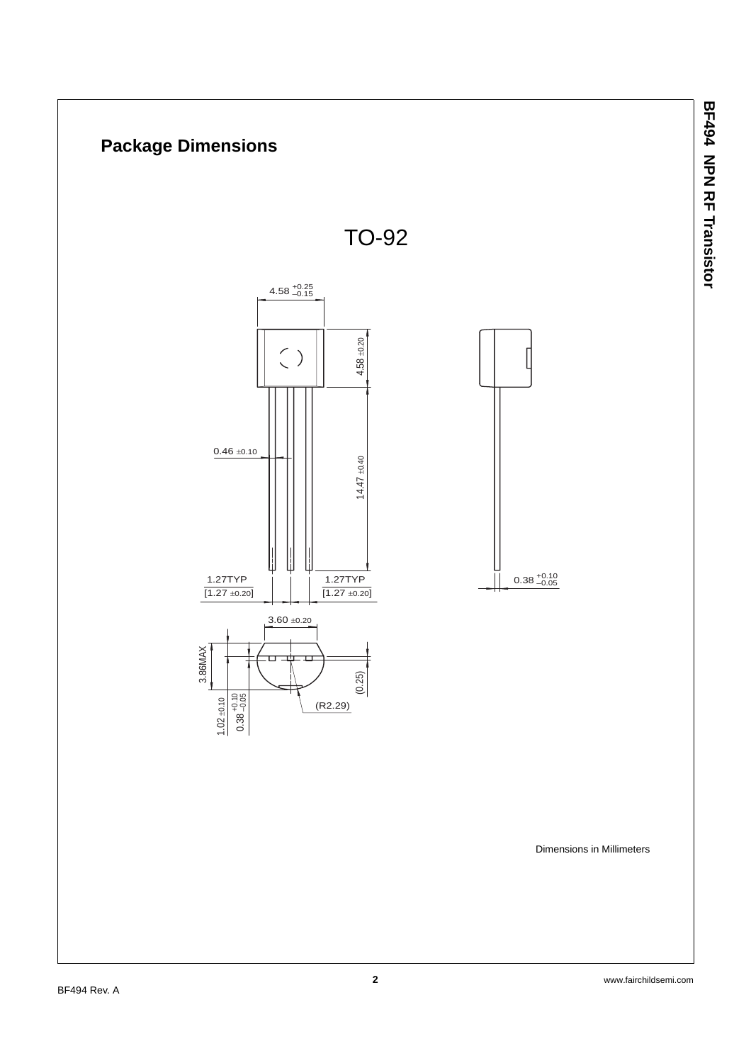## Package Dimensions

TO-92

4.58 $^{+0.25}_{-0.15}$

4.58 ±0.20

0.46 ±0.10

14.47 ±0.40

1.27TYP
[1.27 ±0.20]

1.27TYP
[1.27 ±0.20]

0.38 $^{+0.10}_{-0.05}$

3.60 ±0.20

3.86MAX

(0.25)

1.02 ±0.10

0.38 $^{+0.10}_{-0.05}$

(R2.29)

Dimensions in Millimeters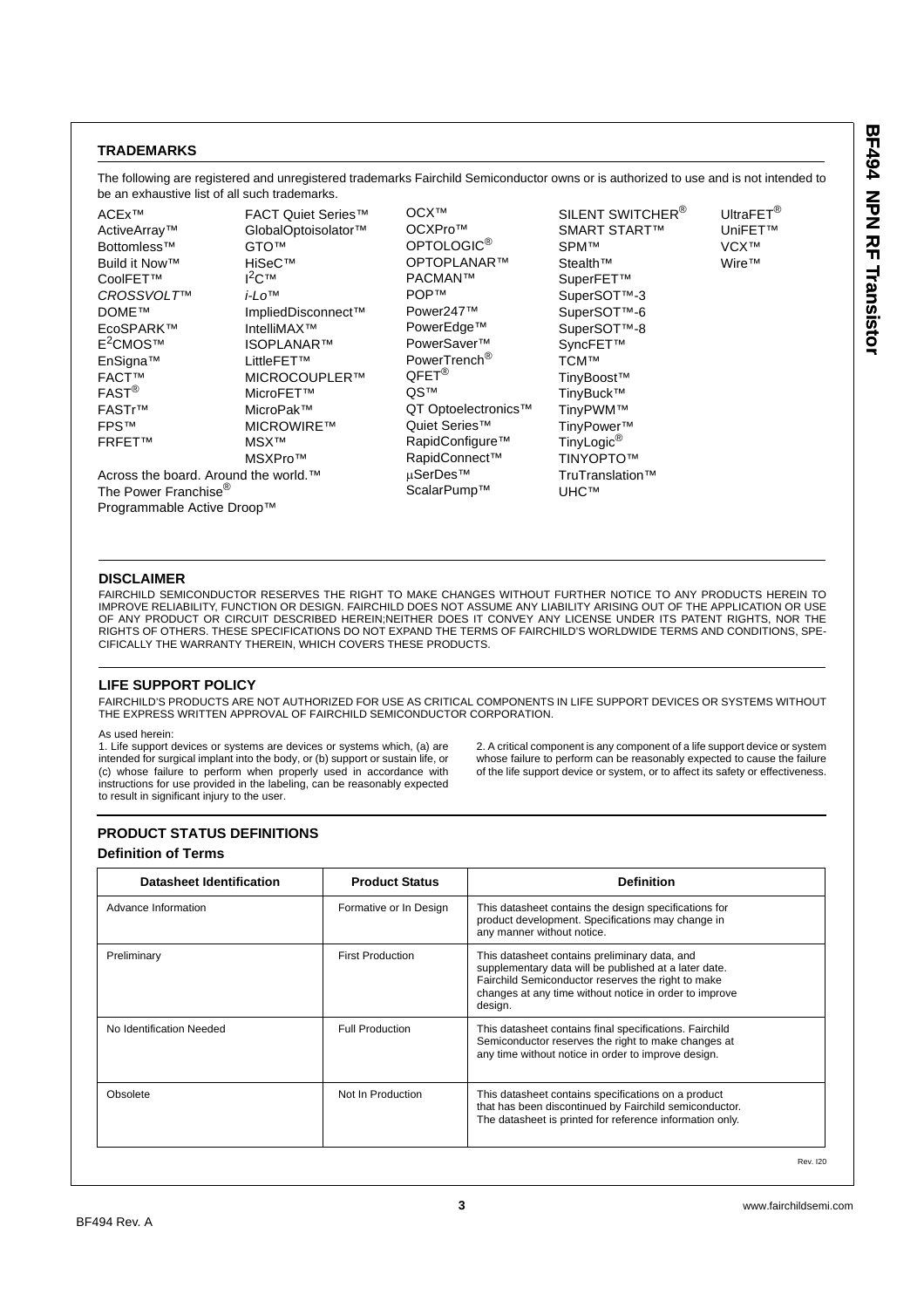## TRADEMARKS

The following are registered and unregistered trademarks Fairchild Semiconductor owns or is authorized to use and is not intended to be an exhaustive list of all such trademarks.

ACEx™
ActiveArray™
Bottomless™
Build it Now™
CoolFET™
*CROSSVOLT*™
DOME™
EcoSPARK™
$E^2$CMOS™
EnSigna™
FACT™
FAST®
FASTr™
FPS™
FRFET™
FACT Quiet Series™
GlobalOptoisolator™
GTO™
HiSeC™
$I^2$C™
*i-Lo*™
ImpliedDisconnect™
IntelliMAX™
ISOPLANAR™
LittleFET™
MICROCOUPLER™
MicroFET™
MicroPak™
MICROWIRE™
MSX™
MSXPro™
Across the board. Around the world.™
The Power Franchise®
Programmable Active Droop™
OCX™
OCXPro™
OPTOLOGIC®
OPTOPLANAR™
PACMAN™
POP™
Power247™
PowerEdge™
PowerSaver™
PowerTrench®
QFET®
QS™
QT Optoelectronics™
Quiet Series™
RapidConfigure™
RapidConnect™
μSerDes™
ScalarPump™
SILENT SWITCHER®
SMART START™
SPM™
Stealth™
SuperFET™
SuperSOT™-3
SuperSOT™-6
SuperSOT™-8
SyncFET™
TCM™
TinyBoost™
TinyBuck™
TinyPWM™
TinyPower™
TinyLogic®
TINYOPTO™
TruTranslation™
UHC™
UltraFET®
UniFET™
VCX™
Wire™

## DISCLAIMER

FAIRCHILD SEMICONDUCTOR RESERVES THE RIGHT TO MAKE CHANGES WITHOUT FURTHER NOTICE TO ANY PRODUCTS HEREIN TO IMPROVE RELIABILITY, FUNCTION OR DESIGN. FAIRCHILD DOES NOT ASSUME ANY LIABILITY ARISING OUT OF THE APPLICATION OR USE OF ANY PRODUCT OR CIRCUIT DESCRIBED HEREIN;NEITHER DOES IT CONVEY ANY LICENSE UNDER ITS PATENT RIGHTS, NOR THE RIGHTS OF OTHERS. THESE SPECIFICATIONS DO NOT EXPAND THE TERMS OF FAIRCHILD'S WORLDWIDE TERMS AND CONDITIONS, SPECIFICALLY THE WARRANTY THEREIN, WHICH COVERS THESE PRODUCTS.

## LIFE SUPPORT POLICY

FAIRCHILD'S PRODUCTS ARE NOT AUTHORIZED FOR USE AS CRITICAL COMPONENTS IN LIFE SUPPORT DEVICES OR SYSTEMS WITHOUT THE EXPRESS WRITTEN APPROVAL OF FAIRCHILD SEMICONDUCTOR CORPORATION.

As used herein:

1. Life support devices or systems are devices or systems which, (a) are intended for surgical implant into the body, or (b) support or sustain life, or (c) whose failure to perform when properly used in accordance with instructions for use provided in the labeling, can be reasonably expected to result in significant injury to the user.

2. A critical component is any component of a life support device or system whose failure to perform can be reasonably expected to cause the failure of the life support device or system, or to affect its safety or effectiveness.

## PRODUCT STATUS DEFINITIONS

### Definition of Terms

| Datasheet Identification | Product Status | Definition |
|---|---|---|
| Advance Information | Formative or In Design | This datasheet contains the design specifications for product development. Specifications may change in any manner without notice. |
| Preliminary | First Production | This datasheet contains preliminary data, and supplementary data will be published at a later date. Fairchild Semiconductor reserves the right to make changes at any time without notice in order to improve design. |
| No Identification Needed | Full Production | This datasheet contains final specifications. Fairchild Semiconductor reserves the right to make changes at any time without notice in order to improve design. |
| Obsolete | Not In Production | This datasheet contains specifications on a product that has been discontinued by Fairchild semiconductor. The datasheet is printed for reference information only. |

Rev. I20